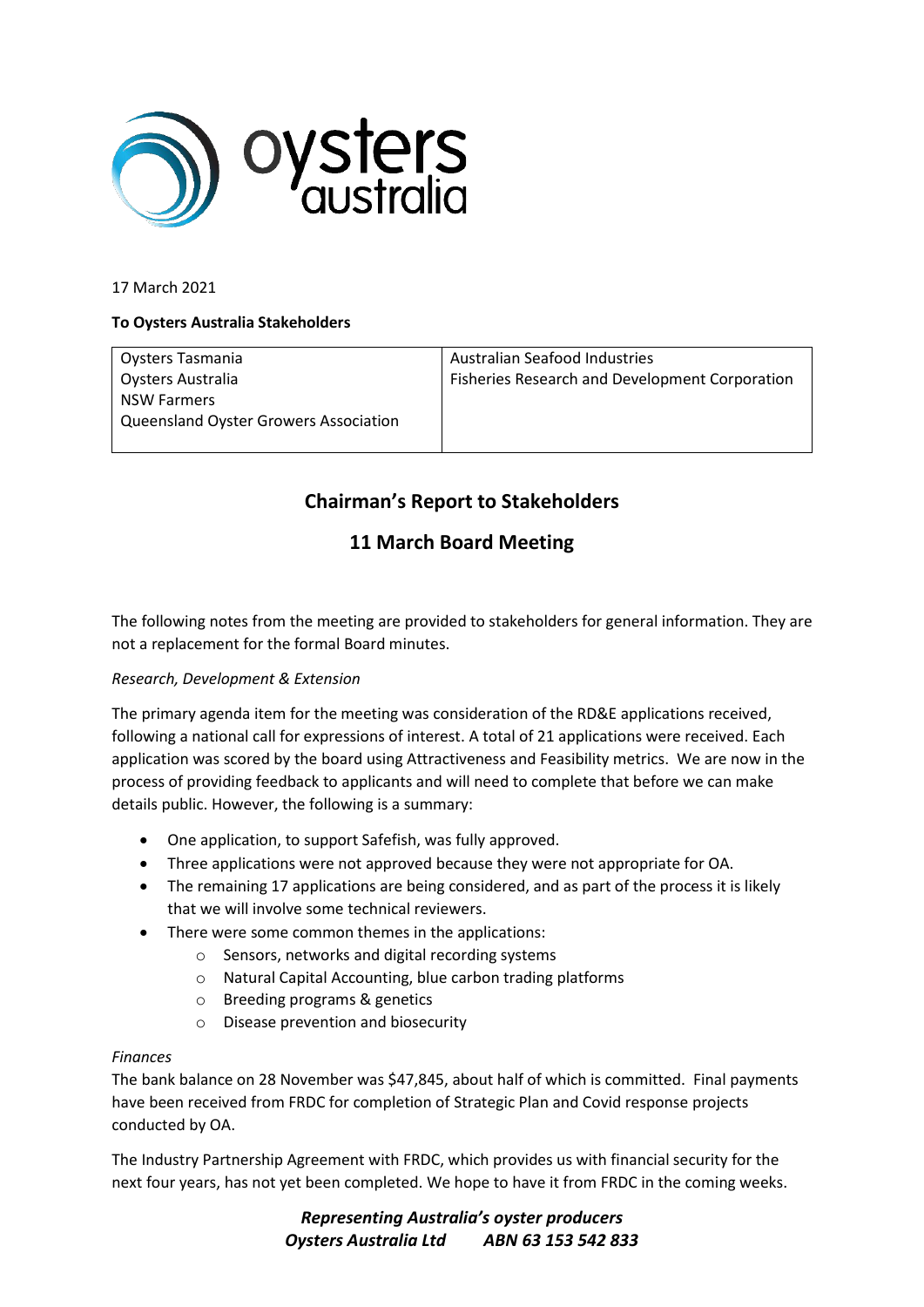17 March 2021

**To Oysters Australia Stakeholders**

| | |
|---|---|
| Oysters Tasmania<br>Oysters Australia<br>NSW Farmers<br>Queensland Oyster Growers Association | Australian Seafood Industries<br>Fisheries Research and Development Corporation |

## Chairman's Report to Stakeholders

## 11 March Board Meeting

The following notes from the meeting are provided to stakeholders for general information. They are not a replacement for the formal Board minutes.

*Research, Development & Extension*

The primary agenda item for the meeting was consideration of the RD&E applications received, following a national call for expressions of interest. A total of 21 applications were received. Each application was scored by the board using Attractiveness and Feasibility metrics. We are now in the process of providing feedback to applicants and will need to complete that before we can make details public. However, the following is a summary:

- One application, to support Safefish, was fully approved.
- Three applications were not approved because they were not appropriate for OA.
- The remaining 17 applications are being considered, and as part of the process it is likely that we will involve some technical reviewers.
- There were some common themes in the applications:
  - Sensors, networks and digital recording systems
  - Natural Capital Accounting, blue carbon trading platforms
  - Breeding programs & genetics
  - Disease prevention and biosecurity

*Finances*

The bank balance on 28 November was $47,845, about half of which is committed. Final payments have been received from FRDC for completion of Strategic Plan and Covid response projects conducted by OA.

The Industry Partnership Agreement with FRDC, which provides us with financial security for the next four years, has not yet been completed. We hope to have it from FRDC in the coming weeks.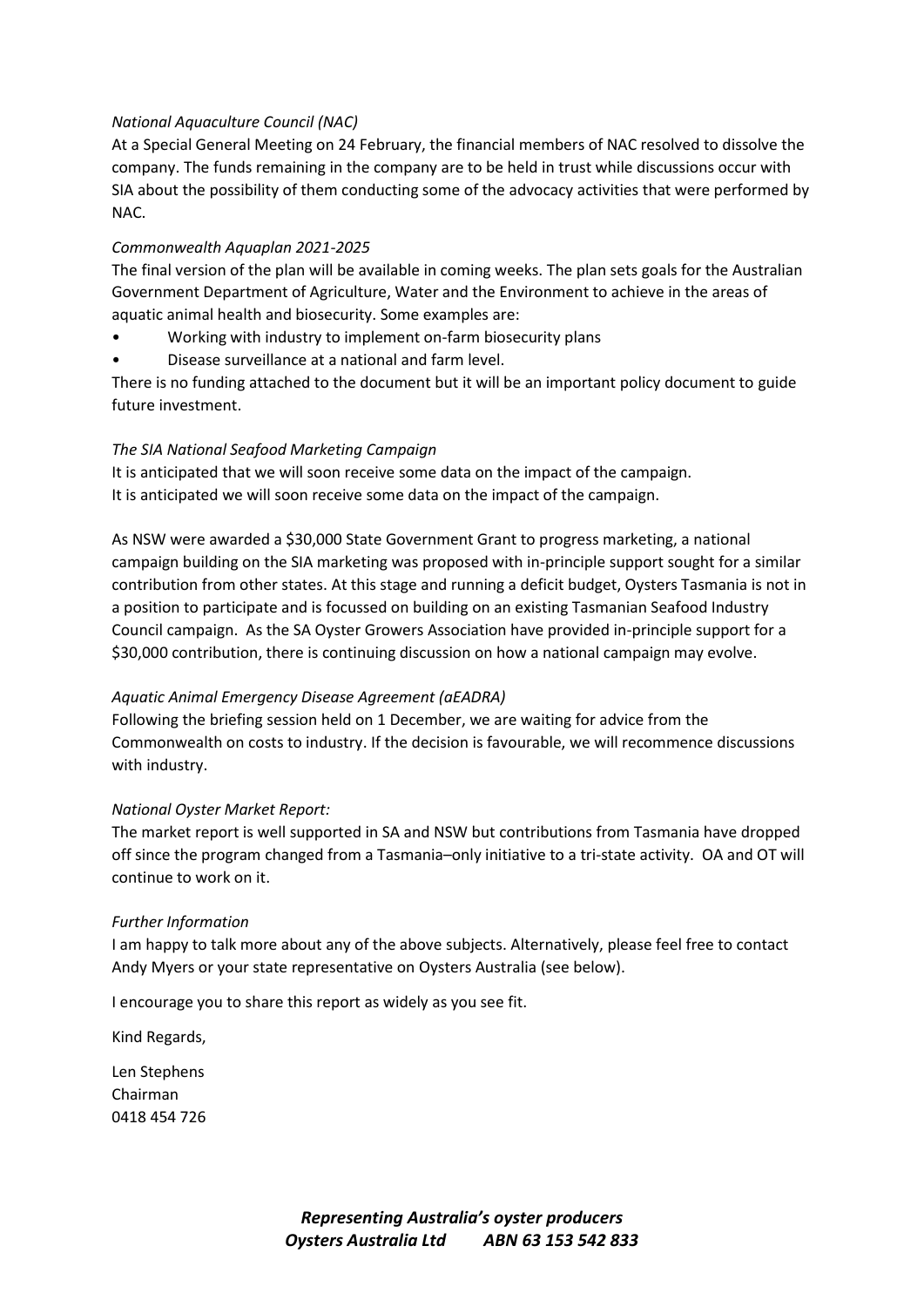*National Aquaculture Council (NAC)*

At a Special General Meeting on 24 February, the financial members of NAC resolved to dissolve the company. The funds remaining in the company are to be held in trust while discussions occur with SIA about the possibility of them conducting some of the advocacy activities that were performed by NAC.

*Commonwealth Aquaplan 2021-2025*

The final version of the plan will be available in coming weeks. The plan sets goals for the Australian Government Department of Agriculture, Water and the Environment to achieve in the areas of aquatic animal health and biosecurity. Some examples are:

- Working with industry to implement on-farm biosecurity plans
- Disease surveillance at a national and farm level.

There is no funding attached to the document but it will be an important policy document to guide future investment.

*The SIA National Seafood Marketing Campaign*

It is anticipated that we will soon receive some data on the impact of the campaign.
It is anticipated we will soon receive some data on the impact of the campaign.

As NSW were awarded a $30,000 State Government Grant to progress marketing, a national campaign building on the SIA marketing was proposed with in-principle support sought for a similar contribution from other states. At this stage and running a deficit budget, Oysters Tasmania is not in a position to participate and is focussed on building on an existing Tasmanian Seafood Industry Council campaign. As the SA Oyster Growers Association have provided in-principle support for a $30,000 contribution, there is continuing discussion on how a national campaign may evolve.

*Aquatic Animal Emergency Disease Agreement (aEADRA)*

Following the briefing session held on 1 December, we are waiting for advice from the Commonwealth on costs to industry. If the decision is favourable, we will recommence discussions with industry.

*National Oyster Market Report:*

The market report is well supported in SA and NSW but contributions from Tasmania have dropped off since the program changed from a Tasmania–only initiative to a tri-state activity. OA and OT will continue to work on it.

*Further Information*

I am happy to talk more about any of the above subjects. Alternatively, please feel free to contact Andy Myers or your state representative on Oysters Australia (see below).

I encourage you to share this report as widely as you see fit.

Kind Regards,

Len Stephens
Chairman
0418 454 726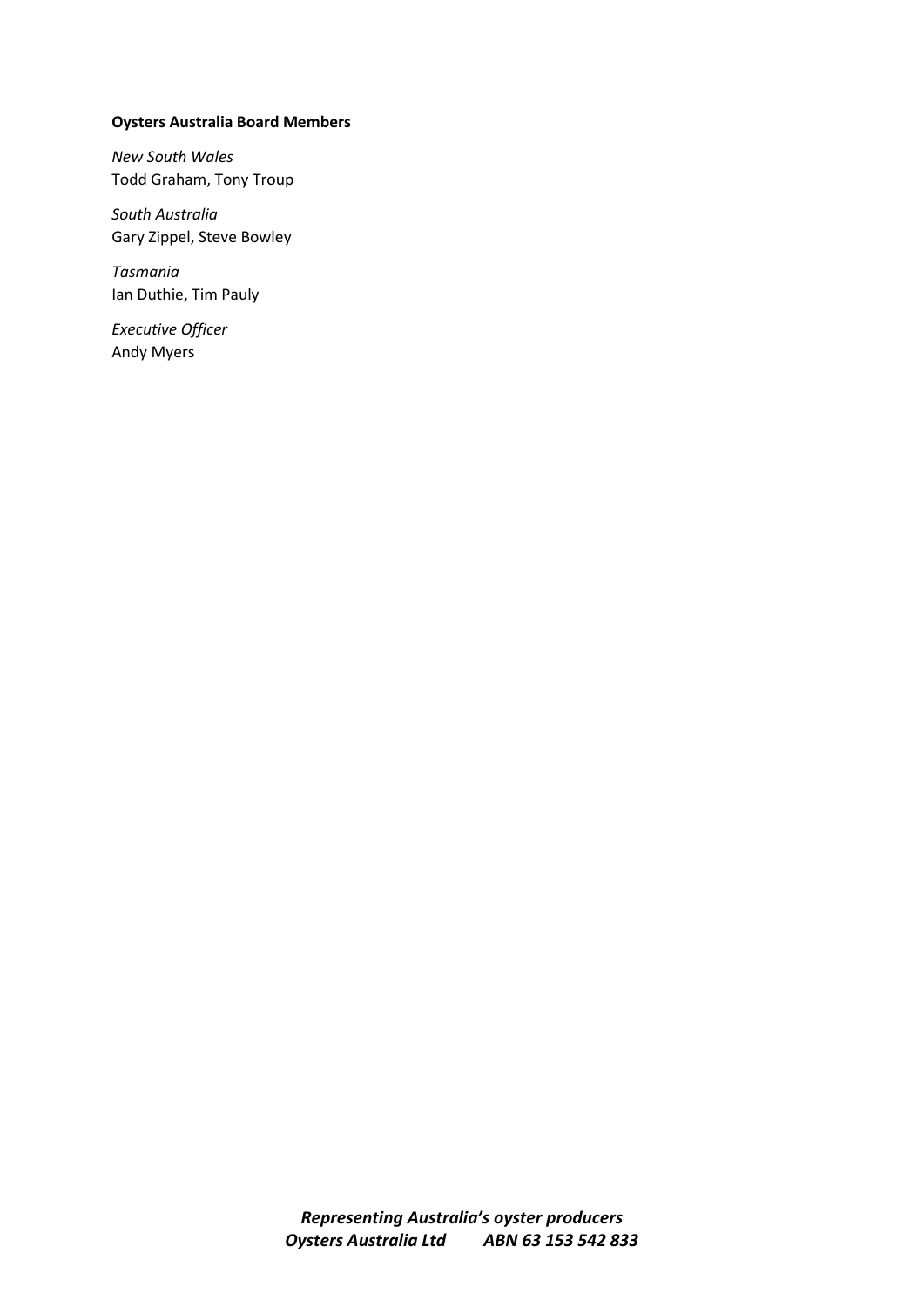**Oysters Australia Board Members**

*New South Wales*
Todd Graham, Tony Troup

*South Australia*
Gary Zippel, Steve Bowley

*Tasmania*
Ian Duthie, Tim Pauly

*Executive Officer*
Andy Myers

***Representing Australia's oyster producers***
***Oysters Australia Ltd ABN 63 153 542 833***